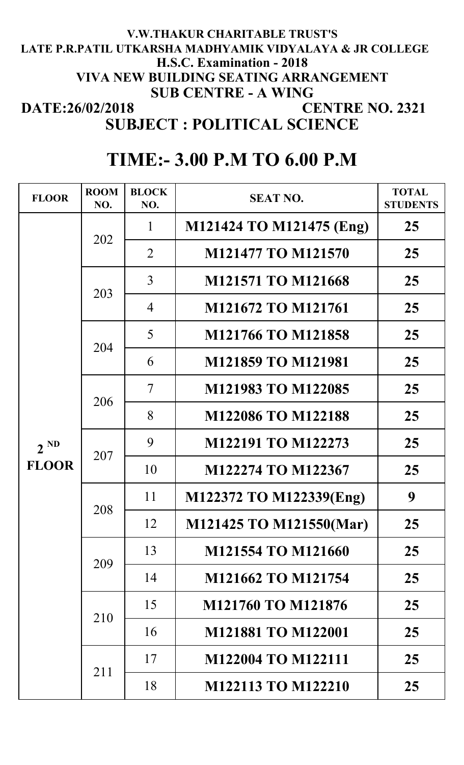**V.W.THAKUR CHARITABLE TRUST'S**
**LATE P.R.PATIL UTKARSHA MADHYAMIK VIDYALAYA & JR COLLEGE**
**H.S.C. Examination - 2018**
**VIVA NEW BUILDING SEATING ARRANGEMENT**
**SUB CENTRE - A WING**

**DATE:26/02/2018** **CENTRE NO. 2321**

## SUBJECT : POLITICAL SCIENCE

## TIME:- 3.00 P.M TO 6.00 P.M

| FLOOR | ROOM NO. | BLOCK NO. | SEAT NO. | TOTAL STUDENTS |
|---|---|---|---|---|
| 2 ND FLOOR | 202 | 1 | M121424 TO M121475 (Eng) | 25 |
| | | 2 | M121477 TO M121570 | 25 |
| | 203 | 3 | M121571 TO M121668 | 25 |
| | | 4 | M121672 TO M121761 | 25 |
| | 204 | 5 | M121766 TO M121858 | 25 |
| | | 6 | M121859 TO M121981 | 25 |
| | 206 | 7 | M121983 TO M122085 | 25 |
| | | 8 | M122086 TO M122188 | 25 |
| | 207 | 9 | M122191 TO M122273 | 25 |
| | | 10 | M122274 TO M122367 | 25 |
| | 208 | 11 | M122372 TO M122339(Eng) | 9 |
| | | 12 | M121425 TO M121550(Mar) | 25 |
| | 209 | 13 | M121554 TO M121660 | 25 |
| | | 14 | M121662 TO M121754 | 25 |
| | 210 | 15 | M121760 TO M121876 | 25 |
| | | 16 | M121881 TO M122001 | 25 |
| | 211 | 17 | M122004 TO M122111 | 25 |
| | | 18 | M122113 TO M122210 | 25 |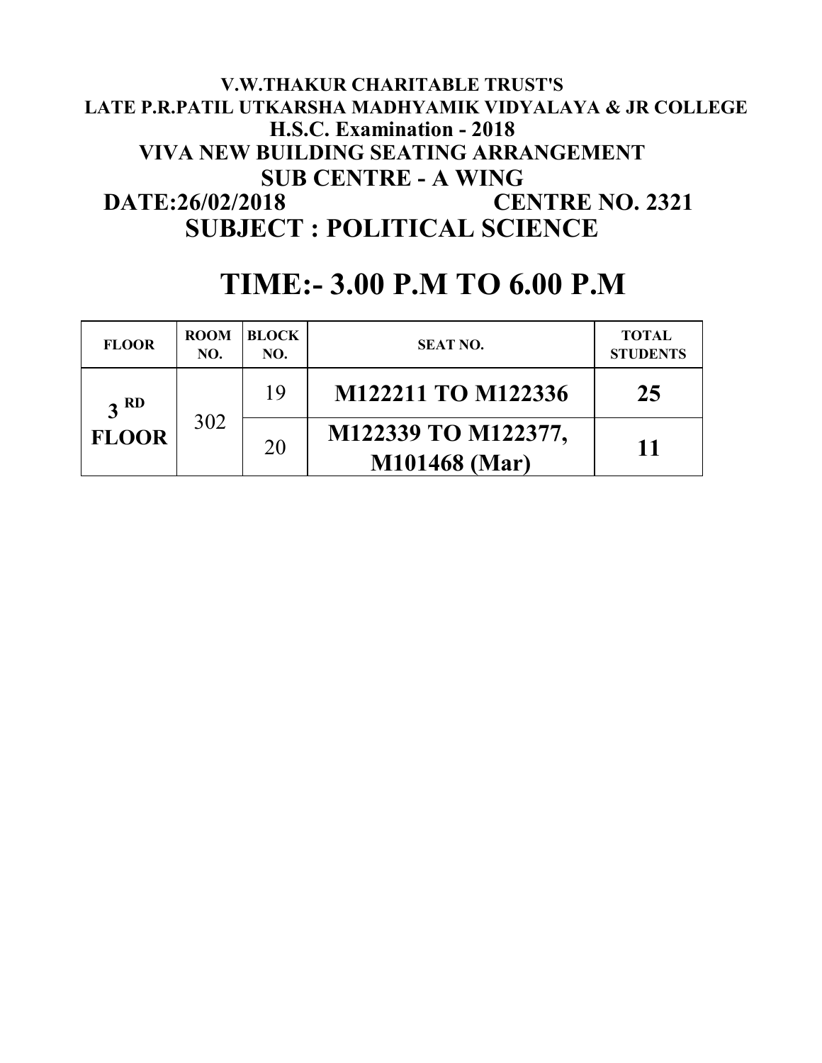**V.W.THAKUR CHARITABLE TRUST'S**

**LATE P.R.PATIL UTKARSHA MADHYAMIK VIDYALAYA & JR COLLEGE**

**H.S.C. Examination - 2018**

**VIVA NEW BUILDING SEATING ARRANGEMENT**

**SUB CENTRE - A WING**

**DATE:26/02/2018 CENTRE NO. 2321**

## SUBJECT : POLITICAL SCIENCE

# TIME:- 3.00 P.M TO 6.00 P.M

| FLOOR | ROOM NO. | BLOCK NO. | SEAT NO. | TOTAL STUDENTS |
|---|---|---|---|---|
| 3 RD FLOOR | 302 | 19 | **M122211 TO M122336** | **25** |
| | | 20 | **M122339 TO M122377, M101468 (Mar)** | **11** |